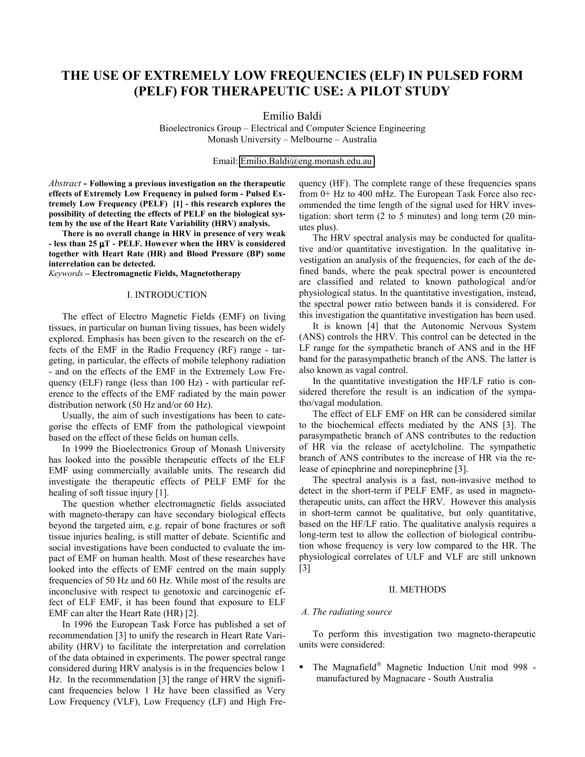# THE USE OF EXTREMELY LOW FREQUENCIES (ELF) IN PULSED FORM (PELF) FOR THERAPEUTIC USE: A PILOT STUDY

Emilio Baldi

Bioelectronics Group – Electrical and Computer Science Engineering
Monash University – Melbourne – Australia

Email: Emilio.Baldi@eng.monash.edu.au

*Abstract* **- Following a previous investigation on the therapeutic effects of Extremely Low Frequency in pulsed form - Pulsed Extremely Low Frequency (PELF) [1] - this research explores the possibility of detecting the effects of PELF on the biological system by the use of the Heart Rate Variability (HRV) analysis.**

**There is no overall change in HRV in presence of very weak - less than 25 μT - PELF. However when the HRV is considered together with Heart Rate (HR) and Blood Pressure (BP) some interrelation can be detected.**

*Keywords* **– Electromagnetic Fields, Magnetotherapy**

## I. INTRODUCTION

The effect of Electro Magnetic Fields (EMF) on living tissues, in particular on human living tissues, has been widely explored. Emphasis has been given to the research on the effects of the EMF in the Radio Frequency (RF) range - targeting, in particular, the effects of mobile telephony radiation - and on the effects of the EMF in the Extremely Low Frequency (ELF) range (less than 100 Hz) - with particular reference to the effects of the EMF radiated by the main power distribution network (50 Hz and/or 60 Hz).

Usually, the aim of such investigations has been to categorise the effects of EMF from the pathological viewpoint based on the effect of these fields on human cells.

In 1999 the Bioelectronics Group of Monash University has looked into the possible therapeutic effects of the ELF EMF using commercially available units. The research did investigate the therapeutic effects of PELF EMF for the healing of soft tissue injury [1].

The question whether electromagnetic fields associated with magneto-therapy can have secondary biological effects beyond the targeted aim, e.g. repair of bone fractures or soft tissue injuries healing, is still matter of debate. Scientific and social investigations have been conducted to evaluate the impact of EMF on human health. Most of these researches have looked into the effects of EMF centred on the main supply frequencies of 50 Hz and 60 Hz. While most of the results are inconclusive with respect to genotoxic and carcinogenic effect of ELF EMF, it has been found that exposure to ELF EMF can alter the Heart Rate (HR) [2].

In 1996 the European Task Force has published a set of recommendation [3] to unify the research in Heart Rate Variability (HRV) to facilitate the interpretation and correlation of the data obtained in experiments. The power spectral range considered during HRV analysis is in the frequencies below 1 Hz. In the recommendation [3] the range of HRV the significant frequencies below 1 Hz have been classified as Very Low Frequency (VLF), Low Frequency (LF) and High Frequency (HF). The complete range of these frequencies spans from 0+ Hz to 400 mHz. The European Task Force also recommended the time length of the signal used for HRV investigation: short term (2 to 5 minutes) and long term (20 minutes plus).

The HRV spectral analysis may be conducted for qualitative and/or quantitative investigation. In the qualitative investigation an analysis of the frequencies, for each of the defined bands, where the peak spectral power is encountered are classified and related to known pathological and/or physiological status. In the quantitative investigation, instead, the spectral power ratio between bands it is considered. For this investigation the quantitative investigation has been used.

It is known [4] that the Autonomic Nervous System (ANS) controls the HRV. This control can be detected in the LF range for the sympathetic branch of ANS and in the HF band for the parasympathetic branch of the ANS. The latter is also known as vagal control.

In the quantitative investigation the HF/LF ratio is considered therefore the result is an indication of the sympatho/vagal modulation.

The effect of ELF EMF on HR can be considered similar to the biochemical effects mediated by the ANS [3]. The parasympathetic branch of ANS contributes to the reduction of HR via the release of acetylcholine. The sympathetic branch of ANS contributes to the increase of HR via the release of epinephrine and norepinephrine [3].

The spectral analysis is a fast, non-invasive method to detect in the short-term if PELF EMF, as used in magnetotherapeutic units, can affect the HRV. However this analysis in short-term cannot be qualitative, but only quantitative, based on the HF/LF ratio. The qualitative analysis requires a long-term test to allow the collection of biological contribution whose frequency is very low compared to the HR. The physiological correlates of ULF and VLF are still unknown [3]

## II. METHODS

### *A. The radiating source*

To perform this investigation two magneto-therapeutic units were considered:

- The Magnafield® Magnetic Induction Unit mod 998 - manufactured by Magnacare - South Australia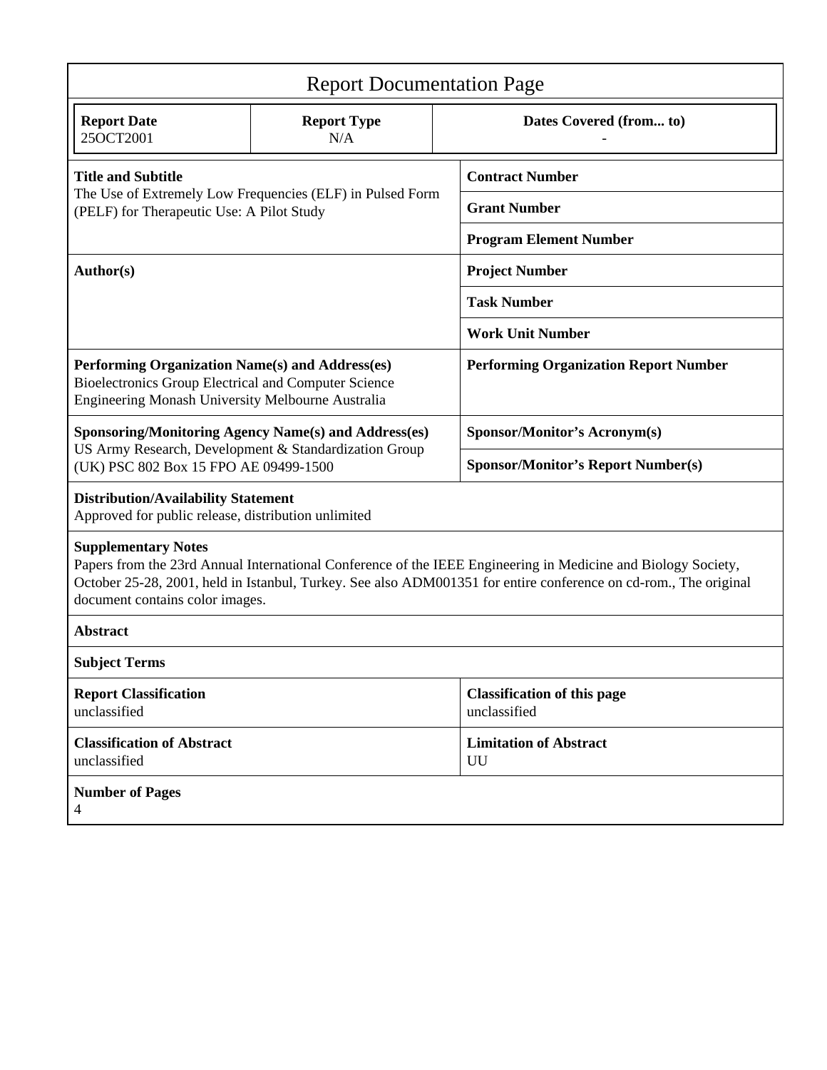# Report Documentation Page

| Report Date | Report Type | Dates Covered (from... to) |
|---|---|---|
| 25OCT2001 | N/A | - |

| | |
|---|---|
| **Title and Subtitle**<br>The Use of Extremely Low Frequencies (ELF) in Pulsed Form (PELF) for Therapeutic Use: A Pilot Study | **Contract Number** |
| | **Grant Number** |
| | **Program Element Number** |
| **Author(s)** | **Project Number** |
| | **Task Number** |
| | **Work Unit Number** |
| **Performing Organization Name(s) and Address(es)**<br>Bioelectronics Group Electrical and Computer Science Engineering Monash University Melbourne Australia | **Performing Organization Report Number** |
| **Sponsoring/Monitoring Agency Name(s) and Address(es)**<br>US Army Research, Development & Standardization Group (UK) PSC 802 Box 15 FPO AE 09499-1500 | **Sponsor/Monitor's Acronym(s)** |
| | **Sponsor/Monitor's Report Number(s)** |

**Distribution/Availability Statement**
Approved for public release, distribution unlimited

**Supplementary Notes**
Papers from the 23rd Annual International Conference of the IEEE Engineering in Medicine and Biology Society, October 25-28, 2001, held in Istanbul, Turkey. See also ADM001351 for entire conference on cd-rom., The original document contains color images.

**Abstract**

**Subject Terms**

| | |
|---|---|
| **Report Classification**<br>unclassified | **Classification of this page**<br>unclassified |
| **Classification of Abstract**<br>unclassified | **Limitation of Abstract**<br>UU |

**Number of Pages**
4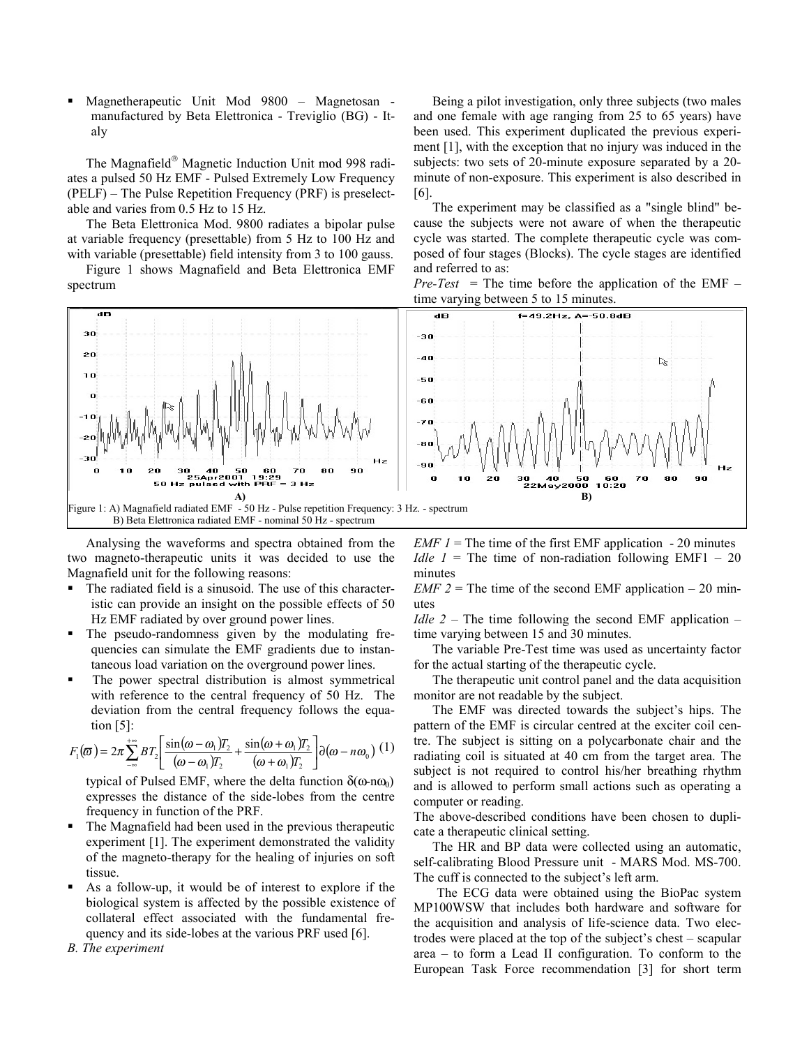- Magnetherapeutic Unit Mod 9800 – Magnetosan - manufactured by Beta Elettronica - Treviglio (BG) - Italy

The Magnafield® Magnetic Induction Unit mod 998 radiates a pulsed 50 Hz EMF - Pulsed Extremely Low Frequency (PELF) – The Pulse Repetition Frequency (PRF) is preselectable and varies from 0.5 Hz to 15 Hz.

The Beta Elettronica Mod. 9800 radiates a bipolar pulse at variable frequency (presettable) from 5 Hz to 100 Hz and with variable (presettable) field intensity from 3 to 100 gauss.

Figure 1 shows Magnafield and Beta Elettronica EMF spectrum

Figure 1: A) Magnafield radiated EMF - 50 Hz - Pulse repetition Frequency: 3 Hz. - spectrum
B) Beta Elettronica radiated EMF - nominal 50 Hz - spectrum

Analysing the waveforms and spectra obtained from the two magneto-therapeutic units it was decided to use the Magnafield unit for the following reasons:

- The radiated field is a sinusoid. The use of this characteristic can provide an insight on the possible effects of 50 Hz EMF radiated by over ground power lines.
- The pseudo-randomness given by the modulating frequencies can simulate the EMF gradients due to instantaneous load variation on the overground power lines.
- The power spectral distribution is almost symmetrical with reference to the central frequency of 50 Hz. The deviation from the central frequency follows the equation [5]:

$$F_1(\varpi) = 2\pi \sum_{-\infty}^{+\infty} BT_2 \left[ \frac{\sin(\omega - \omega_1)T_2}{(\omega - \omega_1)T_2} + \frac{\sin(\omega + \omega_1)T_2}{(\omega + \omega_1)T_2} \right] \partial(\omega - n\omega_0) \quad (1)$$

typical of Pulsed EMF, where the delta function $\delta(\omega\text{-}n\omega_0)$ expresses the distance of the side-lobes from the centre frequency in function of the PRF.
- The Magnafield had been used in the previous therapeutic experiment [1]. The experiment demonstrated the validity of the magneto-therapy for the healing of injuries on soft tissue.
- As a follow-up, it would be of interest to explore if the biological system is affected by the possible existence of collateral effect associated with the fundamental frequency and its side-lobes at the various PRF used [6].

*B. The experiment*

Being a pilot investigation, only three subjects (two males and one female with age ranging from 25 to 65 years) have been used. This experiment duplicated the previous experiment [1], with the exception that no injury was induced in the subjects: two sets of 20-minute exposure separated by a 20-minute of non-exposure. This experiment is also described in [6].

The experiment may be classified as a "single blind" because the subjects were not aware of when the therapeutic cycle was started. The complete therapeutic cycle was composed of four stages (Blocks). The cycle stages are identified and referred to as:

*Pre-Test* = The time before the application of the EMF – time varying between 5 to 15 minutes.

*EMF 1* = The time of the first EMF application - 20 minutes

*Idle 1* = The time of non-radiation following EMF1 – 20 minutes

*EMF 2* = The time of the second EMF application – 20 minutes

*Idle 2* – The time following the second EMF application – time varying between 15 and 30 minutes.

The variable Pre-Test time was used as uncertainty factor for the actual starting of the therapeutic cycle.

The therapeutic unit control panel and the data acquisition monitor are not readable by the subject.

The EMF was directed towards the subject's hips. The pattern of the EMF is circular centred at the exciter coil centre. The subject is sitting on a polycarbonate chair and the radiating coil is situated at 40 cm from the target area. The subject is not required to control his/her breathing rhythm and is allowed to perform small actions such as operating a computer or reading.

The above-described conditions have been chosen to duplicate a therapeutic clinical setting.

The HR and BP data were collected using an automatic, self-calibrating Blood Pressure unit - MARS Mod. MS-700. The cuff is connected to the subject's left arm.

The ECG data were obtained using the BioPac system MP100WSW that includes both hardware and software for the acquisition and analysis of life-science data. Two electrodes were placed at the top of the subject's chest – scapular area – to form a Lead II configuration. To conform to the European Task Force recommendation [3] for short term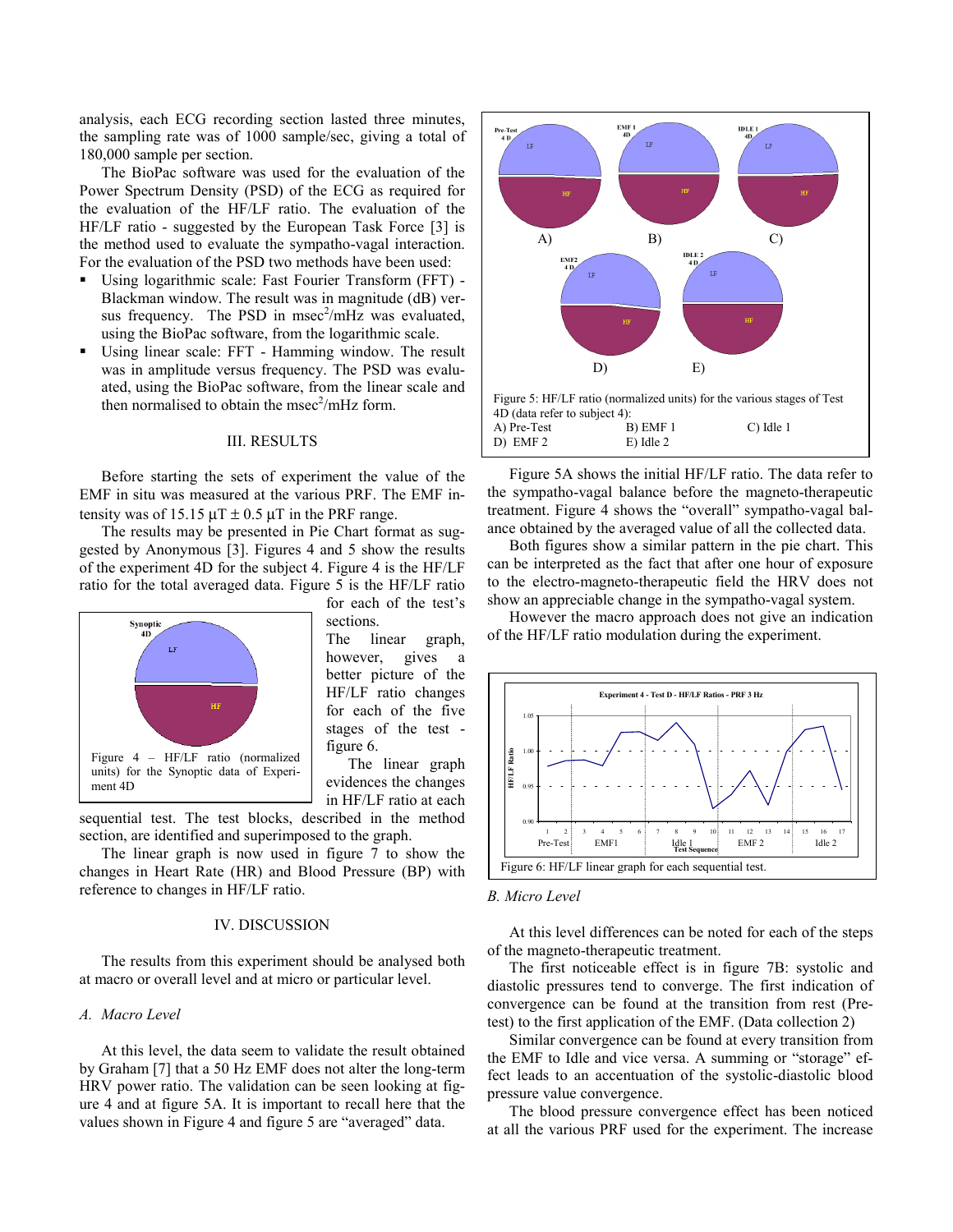analysis, each ECG recording section lasted three minutes, the sampling rate was of 1000 sample/sec, giving a total of 180,000 sample per section.

The BioPac software was used for the evaluation of the Power Spectrum Density (PSD) of the ECG as required for the evaluation of the HF/LF ratio. The evaluation of the HF/LF ratio - suggested by the European Task Force [3] is the method used to evaluate the sympatho-vagal interaction. For the evaluation of the PSD two methods have been used:

- Using logarithmic scale: Fast Fourier Transform (FFT) - Blackman window. The result was in magnitude (dB) versus frequency. The PSD in msec$^2$/mHz was evaluated, using the BioPac software, from the logarithmic scale.
- Using linear scale: FFT - Hamming window. The result was in amplitude versus frequency. The PSD was evaluated, using the BioPac software, from the linear scale and then normalised to obtain the msec$^2$/mHz form.

## III. RESULTS

Before starting the sets of experiment the value of the EMF in situ was measured at the various PRF. The EMF intensity was of 15.15 μT ± 0.5 μT in the PRF range.

The results may be presented in Pie Chart format as suggested by Anonymous [3]. Figures 4 and 5 show the results of the experiment 4D for the subject 4. Figure 4 is the HF/LF ratio for the total averaged data. Figure 5 is the HF/LF ratio for each of the test's sections.

Figure 4 – HF/LF ratio (normalized units) for the Synoptic data of Experiment 4D

The linear graph, however, gives a better picture of the HF/LF ratio changes for each of the five stages of the test - figure 6.

The linear graph evidences the changes in HF/LF ratio at each sequential test. The test blocks, described in the method section, are identified and superimposed to the graph.

The linear graph is now used in figure 7 to show the changes in Heart Rate (HR) and Blood Pressure (BP) with reference to changes in HF/LF ratio.

## IV. DISCUSSION

The results from this experiment should be analysed both at macro or overall level and at micro or particular level.

### A. Macro Level

At this level, the data seem to validate the result obtained by Graham [7] that a 50 Hz EMF does not alter the long-term HRV power ratio. The validation can be seen looking at figure 4 and at figure 5A. It is important to recall here that the values shown in Figure 4 and figure 5 are "averaged" data.

Figure 5: HF/LF ratio (normalized units) for the various stages of Test 4D (data refer to subject 4):
A) Pre-Test B) EMF 1 C) Idle 1
D) EMF 2 E) Idle 2

Figure 5A shows the initial HF/LF ratio. The data refer to the sympatho-vagal balance before the magneto-therapeutic treatment. Figure 4 shows the "overall" sympatho-vagal balance obtained by the averaged value of all the collected data.

Both figures show a similar pattern in the pie chart. This can be interpreted as the fact that after one hour of exposure to the electro-magneto-therapeutic field the HRV does not show an appreciable change in the sympatho-vagal system.

However the macro approach does not give an indication of the HF/LF ratio modulation during the experiment.

Figure 6: HF/LF linear graph for each sequential test.

### B. Micro Level

At this level differences can be noted for each of the steps of the magneto-therapeutic treatment.

The first noticeable effect is in figure 7B: systolic and diastolic pressures tend to converge. The first indication of convergence can be found at the transition from rest (Pre-test) to the first application of the EMF. (Data collection 2)

Similar convergence can be found at every transition from the EMF to Idle and vice versa. A summing or "storage" effect leads to an accentuation of the systolic-diastolic blood pressure value convergence.

The blood pressure convergence effect has been noticed at all the various PRF used for the experiment. The increase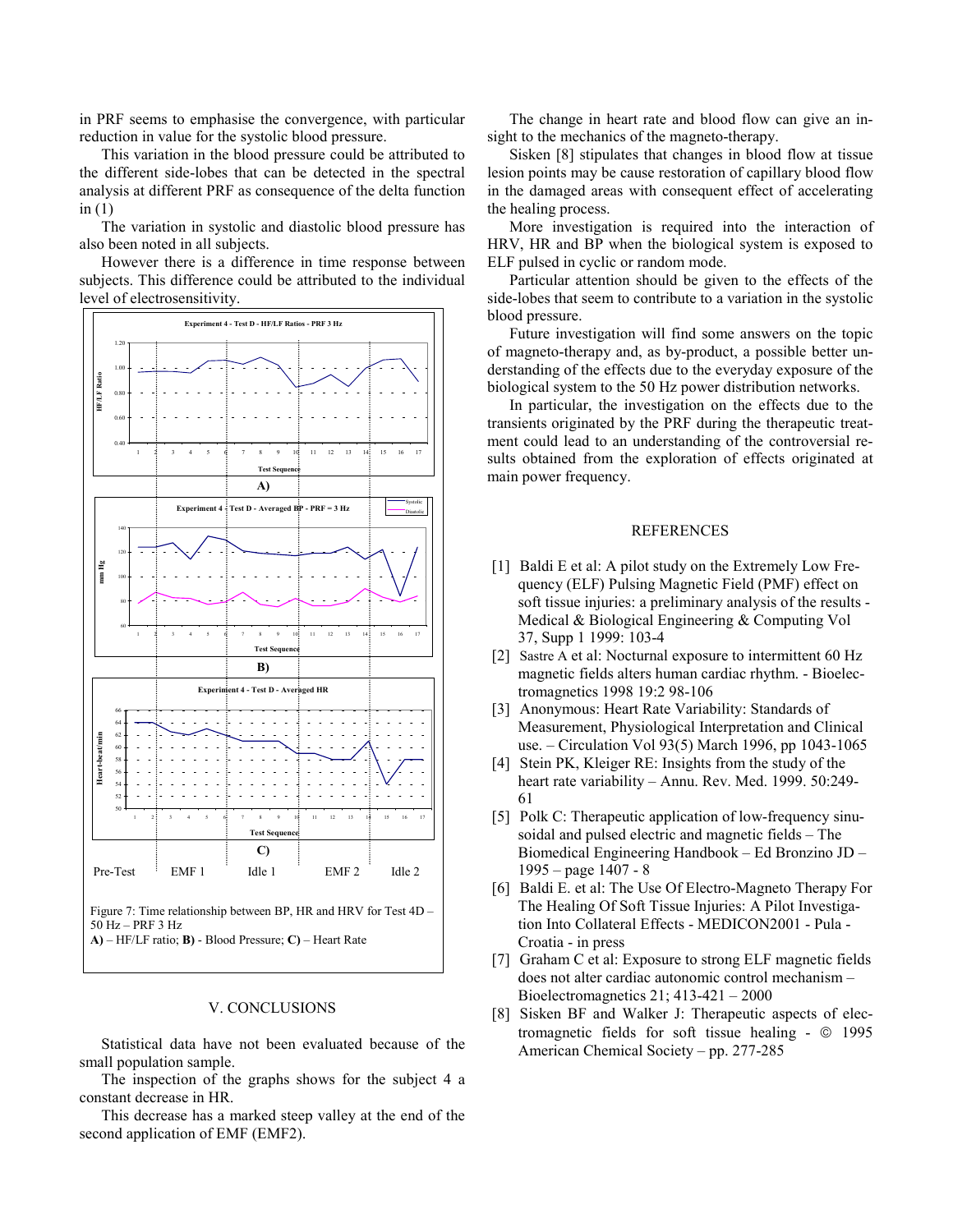in PRF seems to emphasise the convergence, with particular reduction in value for the systolic blood pressure.

This variation in the blood pressure could be attributed to the different side-lobes that can be detected in the spectral analysis at different PRF as consequence of the delta function in (1)

The variation in systolic and diastolic blood pressure has also been noted in all subjects.

However there is a difference in time response between subjects. This difference could be attributed to the individual level of electrosensitivity.

Experiment 4 - Test D - HF/LF Ratios - PRF 3 Hz

HF/LF Ratio

1.20
1.00
0.80
0.60
0.40

1 2 3 4 5 6 7 8 9 10 11 12 13 14 15 16 17

Test Sequence

**A)**

Experiment 4 - Test D - Averaged BP - PRF = 3 Hz

Systolic
Diastolic

mm Hg

140
120
100
80
60

1 2 3 4 5 6 7 8 9 10 11 12 13 14 15 16 17

Test Sequence

**B)**

Experiment 4 - Test D - Averaged HR

Heart-beat/min

66
64
62
60
58
56
54
52
50

1 2 3 4 5 6 7 8 9 10 11 12 13 14 15 16 17

Test Sequence

**C)**

Pre-Test EMF 1 Idle 1 EMF 2 Idle 2

Figure 7: Time relationship between BP, HR and HRV for Test 4D – 50 Hz – PRF 3 Hz
**A)** – HF/LF ratio; **B)** - Blood Pressure; **C)** – Heart Rate

## V. CONCLUSIONS

Statistical data have not been evaluated because of the small population sample.

The inspection of the graphs shows for the subject 4 a constant decrease in HR.

This decrease has a marked steep valley at the end of the second application of EMF (EMF2).

The change in heart rate and blood flow can give an insight to the mechanics of the magneto-therapy.

Sisken [8] stipulates that changes in blood flow at tissue lesion points may be cause restoration of capillary blood flow in the damaged areas with consequent effect of accelerating the healing process.

More investigation is required into the interaction of HRV, HR and BP when the biological system is exposed to ELF pulsed in cyclic or random mode.

Particular attention should be given to the effects of the side-lobes that seem to contribute to a variation in the systolic blood pressure.

Future investigation will find some answers on the topic of magneto-therapy and, as by-product, a possible better understanding of the effects due to the everyday exposure of the biological system to the 50 Hz power distribution networks.

In particular, the investigation on the effects due to the transients originated by the PRF during the therapeutic treatment could lead to an understanding of the controversial results obtained from the exploration of effects originated at main power frequency.

## REFERENCES

[1] Baldi E et al: A pilot study on the Extremely Low Frequency (ELF) Pulsing Magnetic Field (PMF) effect on soft tissue injuries: a preliminary analysis of the results - Medical & Biological Engineering & Computing Vol 37, Supp 1 1999: 103-4

[2] Sastre A et al: Nocturnal exposure to intermittent 60 Hz magnetic fields alters human cardiac rhythm. - Bioelectromagnetics 1998 19:2 98-106

[3] Anonymous: Heart Rate Variability: Standards of Measurement, Physiological Interpretation and Clinical use. – Circulation Vol 93(5) March 1996, pp 1043-1065

[4] Stein PK, Kleiger RE: Insights from the study of the heart rate variability – Annu. Rev. Med. 1999. 50:249-61

[5] Polk C: Therapeutic application of low-frequency sinusoidal and pulsed electric and magnetic fields – The Biomedical Engineering Handbook – Ed Bronzino JD – 1995 – page 1407 - 8

[6] Baldi E. et al: The Use Of Electro-Magneto Therapy For The Healing Of Soft Tissue Injuries: A Pilot Investigation Into Collateral Effects - MEDICON2001 - Pula - Croatia - in press

[7] Graham C et al: Exposure to strong ELF magnetic fields does not alter cardiac autonomic control mechanism – Bioelectromagnetics 21; 413-421 – 2000

[8] Sisken BF and Walker J: Therapeutic aspects of electromagnetic fields for soft tissue healing - © 1995 American Chemical Society – pp. 277-285